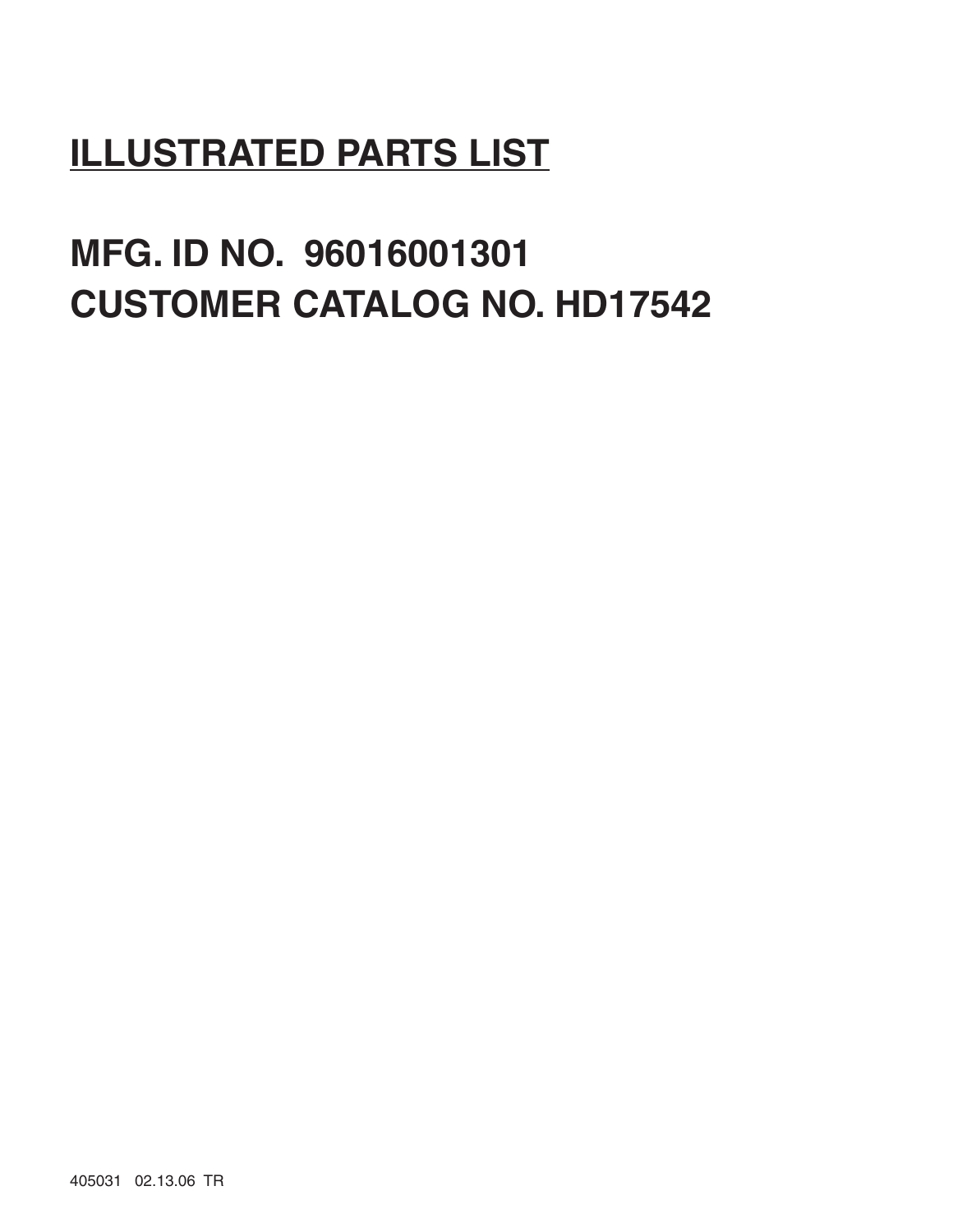# ILLUSTRATED PARTS LIST

## MFG. ID NO. 96016001301
## CUSTOMER CATALOG NO. HD17542

405031 02.13.06 TR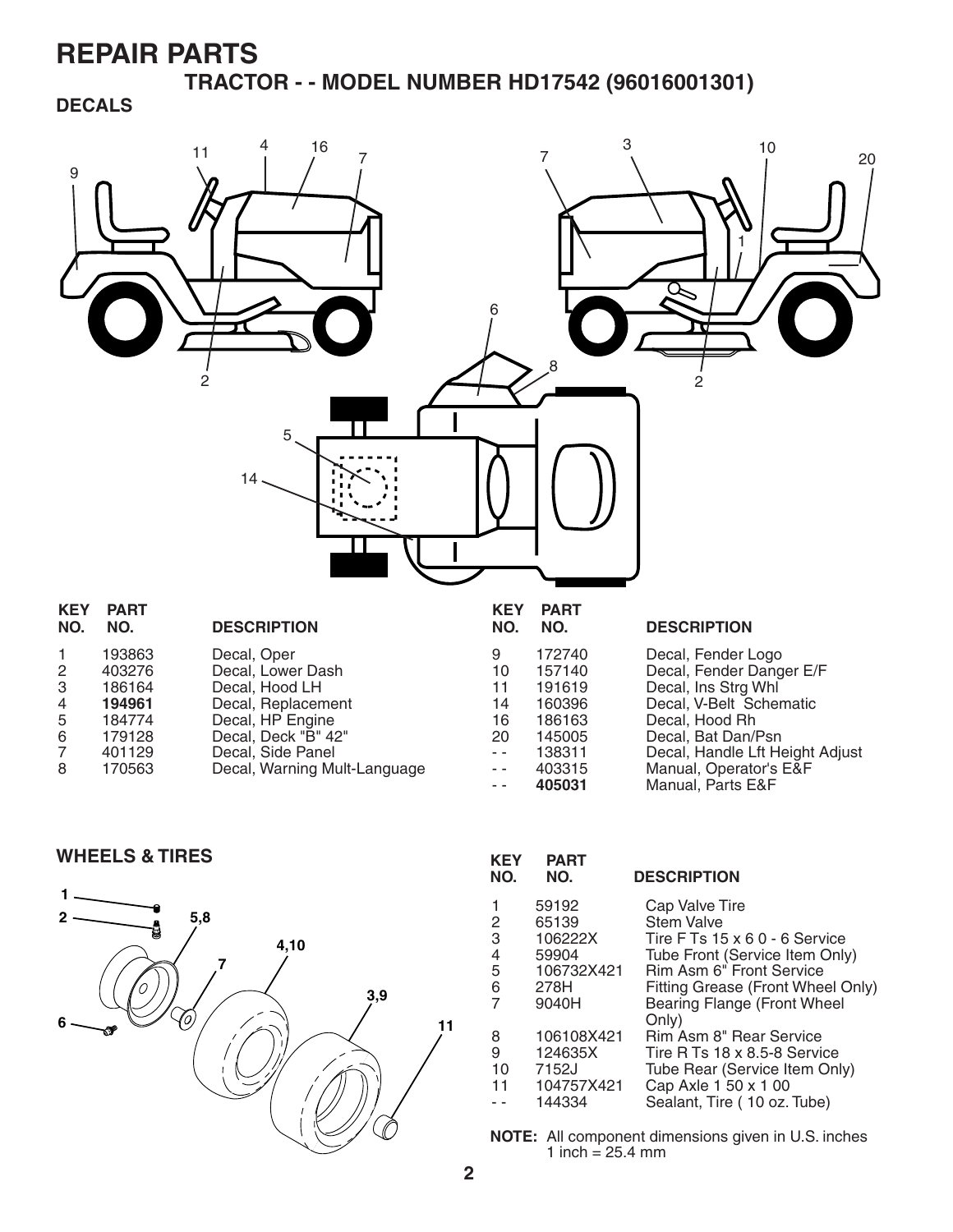# REPAIR PARTS

## TRACTOR - - MODEL NUMBER HD17542 (96016001301)

### DECALS

| KEY NO. | PART NO. | DESCRIPTION |
|---|---|---|
| 1 | 193863 | Decal, Oper |
| 2 | 403276 | Decal, Lower Dash |
| 3 | 186164 | Decal, Hood LH |
| 4 | **194961** | Decal, Replacement |
| 5 | 184774 | Decal, HP Engine |
| 6 | 179128 | Decal, Deck "B" 42" |
| 7 | 401129 | Decal, Side Panel |
| 8 | 170563 | Decal, Warning Mult-Language |
| 9 | 172740 | Decal, Fender Logo |
| 10 | 157140 | Decal, Fender Danger E/F |
| 11 | 191619 | Decal, Ins Strg Whl |
| 14 | 160396 | Decal, V-Belt Schematic |
| 16 | 186163 | Decal, Hood Rh |
| 20 | 145005 | Decal, Bat Dan/Psn |
| - - | 138311 | Decal, Handle Lft Height Adjust |
| - - | 403315 | Manual, Operator's E&F |
| - - | **405031** | Manual, Parts E&F |

### WHEELS & TIRES

| KEY NO. | PART NO. | DESCRIPTION |
|---|---|---|
| 1 | 59192 | Cap Valve Tire |
| 2 | 65139 | Stem Valve |
| 3 | 106222X | Tire F Ts 15 x 6 0 - 6 Service |
| 4 | 59904 | Tube Front (Service Item Only) |
| 5 | 106732X421 | Rim Asm 6" Front Service |
| 6 | 278H | Fitting Grease (Front Wheel Only) |
| 7 | 9040H | Bearing Flange (Front Wheel Only) |
| 8 | 106108X421 | Rim Asm 8" Rear Service |
| 9 | 124635X | Tire R Ts 18 x 8.5-8 Service |
| 10 | 7152J | Tube Rear (Service Item Only) |
| 11 | 104757X421 | Cap Axle 1 50 x 1 00 |
| - - | 144334 | Sealant, Tire ( 10 oz. Tube) |

**NOTE:** All component dimensions given in U.S. inches
1 inch = 25.4 mm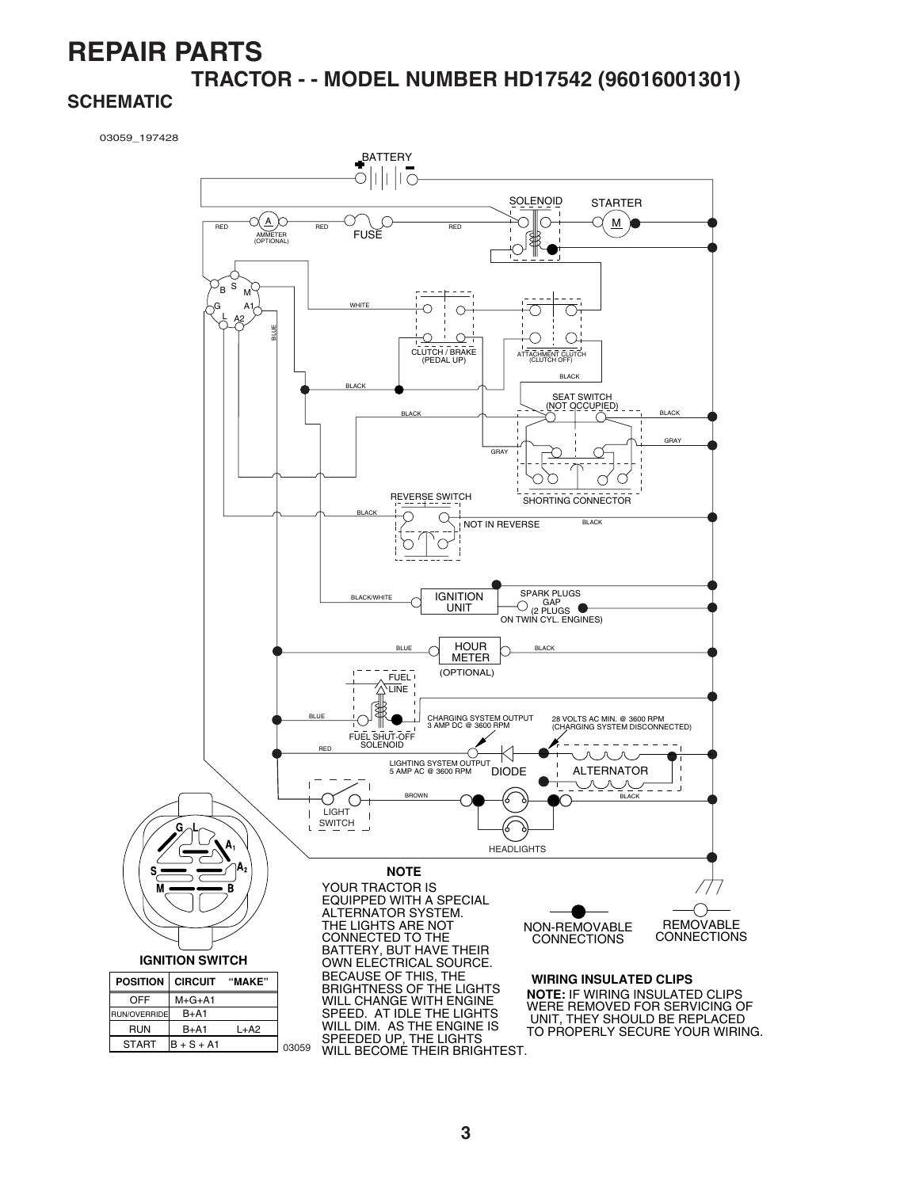# REPAIR PARTS

## TRACTOR - - MODEL NUMBER HD17542 (96016001301)

### SCHEMATIC

03059_197428

BATTERY

SOLENOID

STARTER

M

RED

A

AMMETER (OPTIONAL)

RED

FUSE

RED

B S M G A1 L A2

WHITE

BLUE

CLUTCH / BRAKE (PEDAL UP)

ATTACHMENT CLUTCH (CLUTCH OFF)

BLACK

BLACK

SEAT SWITCH (NOT OCCUPIED)

BLACK

BLACK

GRAY

GRAY

SHORTING CONNECTOR

REVERSE SWITCH

BLACK

NOT IN REVERSE

BLACK

BLACK/WHITE

IGNITION UNIT

SPARK PLUGS GAP (2 PLUGS ON TWIN CYL. ENGINES)

BLUE

HOUR METER (OPTIONAL)

BLACK

FUEL LINE

BLUE

FUEL SHUT-OFF SOLENOID

CHARGING SYSTEM OUTPUT 3 AMP DC @ 3600 RPM

28 VOLTS AC MIN. @ 3600 RPM (CHARGING SYSTEM DISCONNECTED)

RED

LIGHTING SYSTEM OUTPUT 5 AMP AC @ 3600 RPM

DIODE

ALTERNATOR

BROWN

BLACK

LIGHT SWITCH

HEADLIGHTS

G L A1 A2 S M B

**IGNITION SWITCH**

| POSITION | CIRCUIT | "MAKE" |
|---|---|---|
| OFF | M+G+A1 | |
| RUN/OVERRIDE | B+A1 | |
| RUN | B+A1 | L+A2 |
| START | B + S + A1 | |

03059

**NOTE**

YOUR TRACTOR IS EQUIPPED WITH A SPECIAL ALTERNATOR SYSTEM. THE LIGHTS ARE NOT CONNECTED TO THE BATTERY, BUT HAVE THEIR OWN ELECTRICAL SOURCE. BECAUSE OF THIS, THE BRIGHTNESS OF THE LIGHTS WILL CHANGE WITH ENGINE SPEED. AT IDLE THE LIGHTS WILL DIM. AS THE ENGINE IS SPEEDED UP, THE LIGHTS WILL BECOME THEIR BRIGHTEST.

NON-REMOVABLE CONNECTIONS

REMOVABLE CONNECTIONS

**WIRING INSULATED CLIPS**

**NOTE:** IF WIRING INSULATED CLIPS WERE REMOVED FOR SERVICING OF UNIT, THEY SHOULD BE REPLACED TO PROPERLY SECURE YOUR WIRING.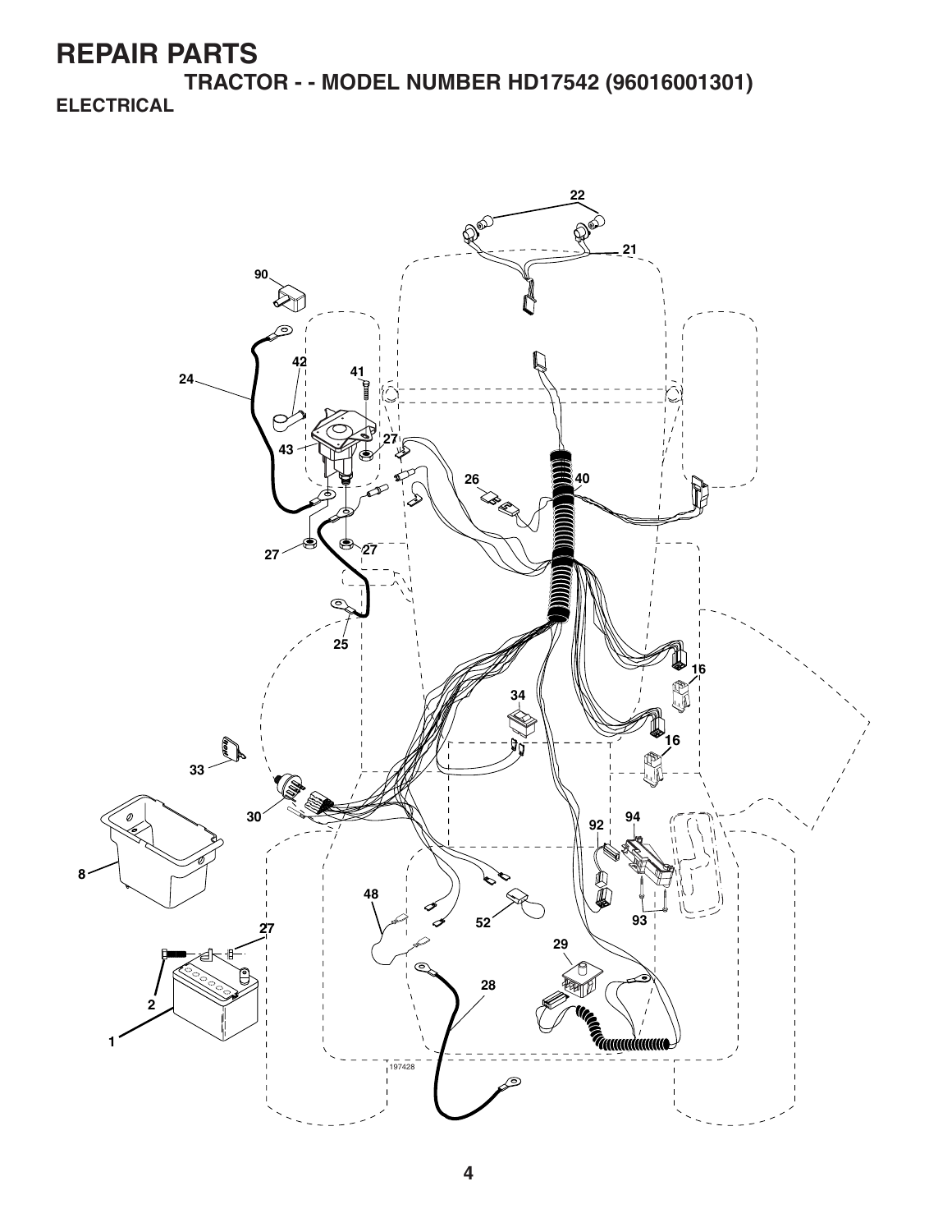# REPAIR PARTS

## TRACTOR - - MODEL NUMBER HD17542 (96016001301)

### ELECTRICAL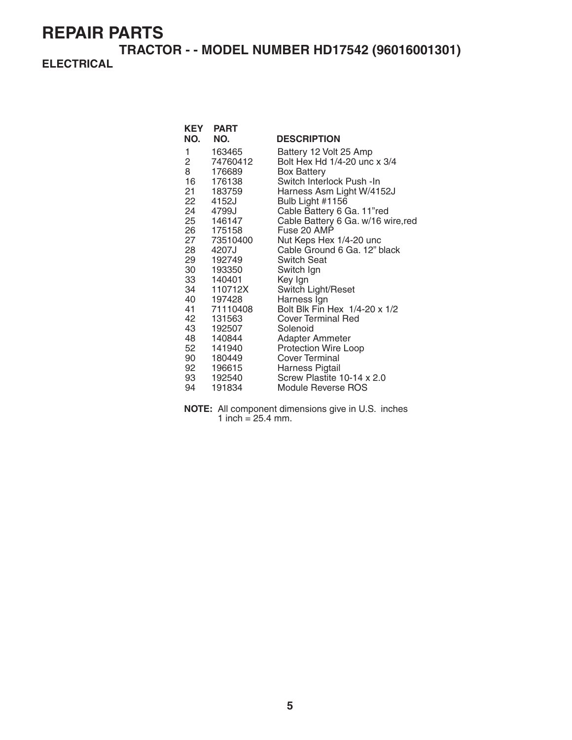# REPAIR PARTS

## TRACTOR - - MODEL NUMBER HD17542 (96016001301)

### ELECTRICAL

| KEY NO. | PART NO. | DESCRIPTION |
|---|---|---|
| 1 | 163465 | Battery 12 Volt 25 Amp |
| 2 | 74760412 | Bolt Hex Hd 1/4-20 unc x 3/4 |
| 8 | 176689 | Box Battery |
| 16 | 176138 | Switch Interlock Push -In |
| 21 | 183759 | Harness Asm Light W/4152J |
| 22 | 4152J | Bulb Light #1156 |
| 24 | 4799J | Cable Battery 6 Ga. 11"red |
| 25 | 146147 | Cable Battery 6 Ga. w/16 wire,red |
| 26 | 175158 | Fuse 20 AMP |
| 27 | 73510400 | Nut Keps Hex 1/4-20 unc |
| 28 | 4207J | Cable Ground 6 Ga. 12" black |
| 29 | 192749 | Switch Seat |
| 30 | 193350 | Switch Ign |
| 33 | 140401 | Key Ign |
| 34 | 110712X | Switch Light/Reset |
| 40 | 197428 | Harness Ign |
| 41 | 71110408 | Bolt Blk Fin Hex 1/4-20 x 1/2 |
| 42 | 131563 | Cover Terminal Red |
| 43 | 192507 | Solenoid |
| 48 | 140844 | Adapter Ammeter |
| 52 | 141940 | Protection Wire Loop |
| 90 | 180449 | Cover Terminal |
| 92 | 196615 | Harness Pigtail |
| 93 | 192540 | Screw Plastite 10-14 x 2.0 |
| 94 | 191834 | Module Reverse ROS |

**NOTE:** All component dimensions give in U.S. inches
1 inch = 25.4 mm.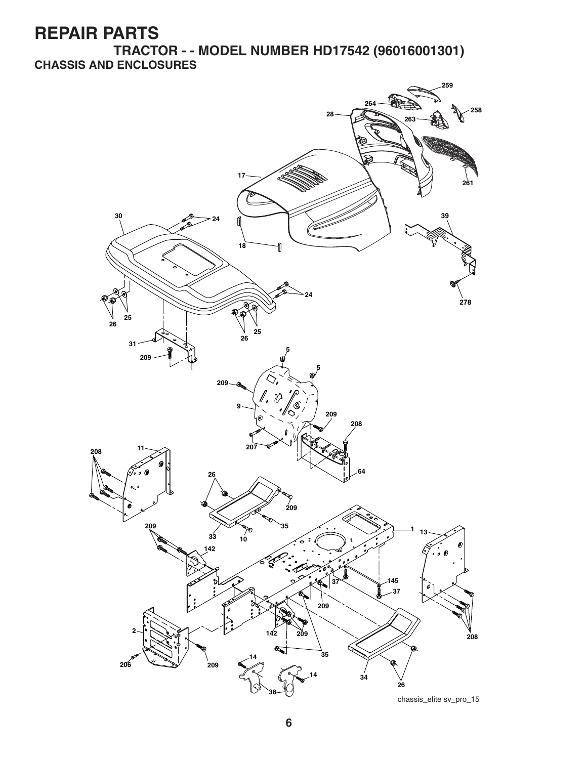# REPAIR PARTS

## TRACTOR - - MODEL NUMBER HD17542 (96016001301)

### CHASSIS AND ENCLOSURES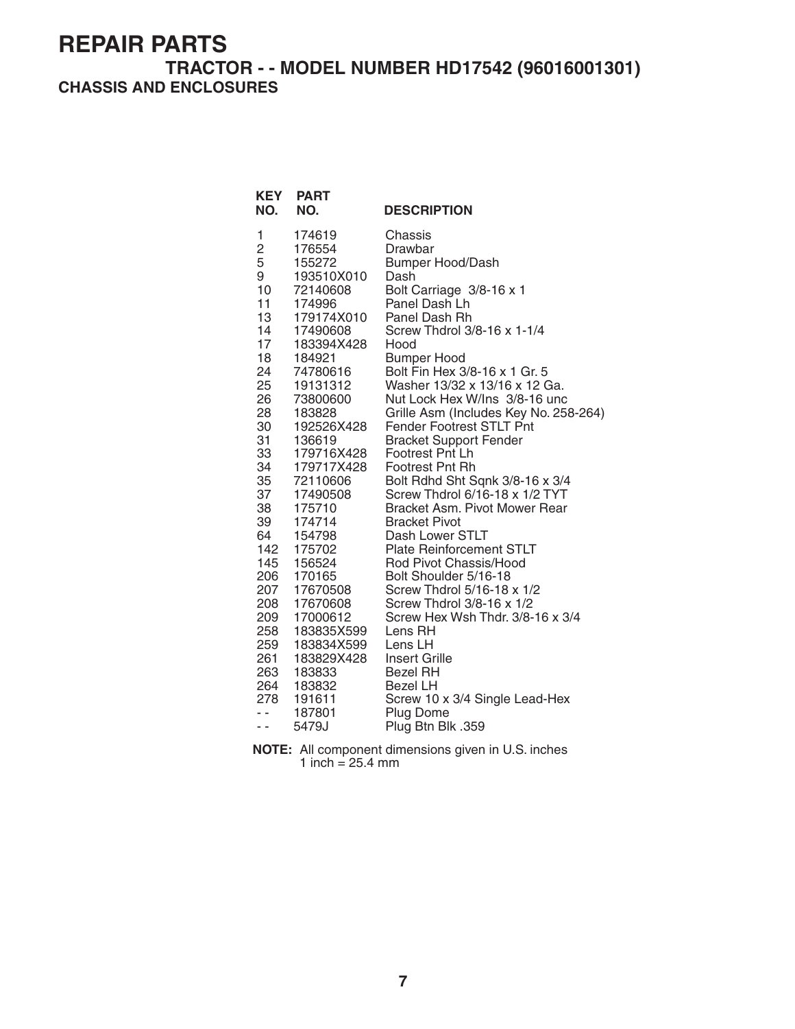# REPAIR PARTS

## TRACTOR - - MODEL NUMBER HD17542 (96016001301)

### CHASSIS AND ENCLOSURES

| KEY NO. | PART NO. | DESCRIPTION |
|---|---|---|
| 1 | 174619 | Chassis |
| 2 | 176554 | Drawbar |
| 5 | 155272 | Bumper Hood/Dash |
| 9 | 193510X010 | Dash |
| 10 | 72140608 | Bolt Carriage 3/8-16 x 1 |
| 11 | 174996 | Panel Dash Lh |
| 13 | 179174X010 | Panel Dash Rh |
| 14 | 17490608 | Screw Thdrol 3/8-16 x 1-1/4 |
| 17 | 183394X428 | Hood |
| 18 | 184921 | Bumper Hood |
| 24 | 74780616 | Bolt Fin Hex 3/8-16 x 1 Gr. 5 |
| 25 | 19131312 | Washer 13/32 x 13/16 x 12 Ga. |
| 26 | 73800600 | Nut Lock Hex W/Ins 3/8-16 unc |
| 28 | 183828 | Grille Asm (Includes Key No. 258-264) |
| 30 | 192526X428 | Fender Footrest STLT Pnt |
| 31 | 136619 | Bracket Support Fender |
| 33 | 179716X428 | Footrest Pnt Lh |
| 34 | 179717X428 | Footrest Pnt Rh |
| 35 | 72110606 | Bolt Rdhd Sht Sqnk 3/8-16 x 3/4 |
| 37 | 17490508 | Screw Thdrol 6/16-18 x 1/2 TYT |
| 38 | 175710 | Bracket Asm. Pivot Mower Rear |
| 39 | 174714 | Bracket Pivot |
| 64 | 154798 | Dash Lower STLT |
| 142 | 175702 | Plate Reinforcement STLT |
| 145 | 156524 | Rod Pivot Chassis/Hood |
| 206 | 170165 | Bolt Shoulder 5/16-18 |
| 207 | 17670508 | Screw Thdrol 5/16-18 x 1/2 |
| 208 | 17670608 | Screw Thdrol 3/8-16 x 1/2 |
| 209 | 17000612 | Screw Hex Wsh Thdr. 3/8-16 x 3/4 |
| 258 | 183835X599 | Lens RH |
| 259 | 183834X599 | Lens LH |
| 261 | 183829X428 | Insert Grille |
| 263 | 183833 | Bezel RH |
| 264 | 183832 | Bezel LH |
| 278 | 191611 | Screw 10 x 3/4 Single Lead-Hex |
| - - | 187801 | Plug Dome |
| - - | 5479J | Plug Btn Blk .359 |

**NOTE:** All component dimensions given in U.S. inches
1 inch = 25.4 mm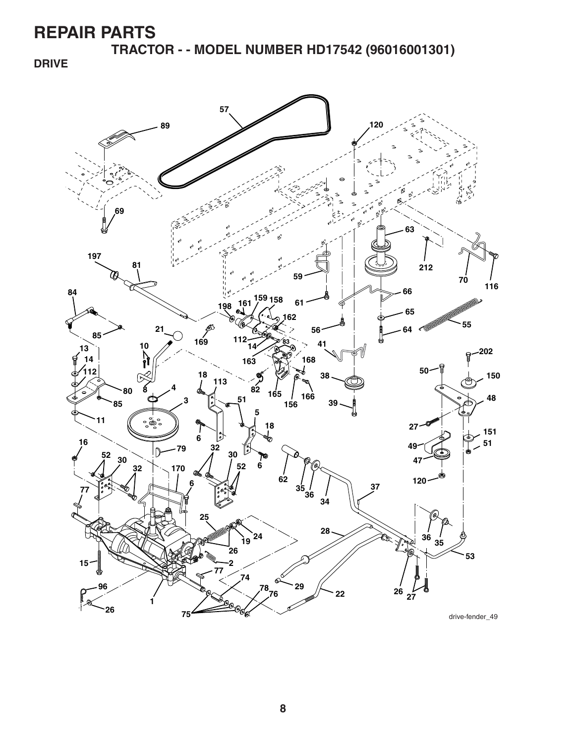# REPAIR PARTS

## TRACTOR - - MODEL NUMBER HD17542 (96016001301)

### DRIVE

drive-fender_49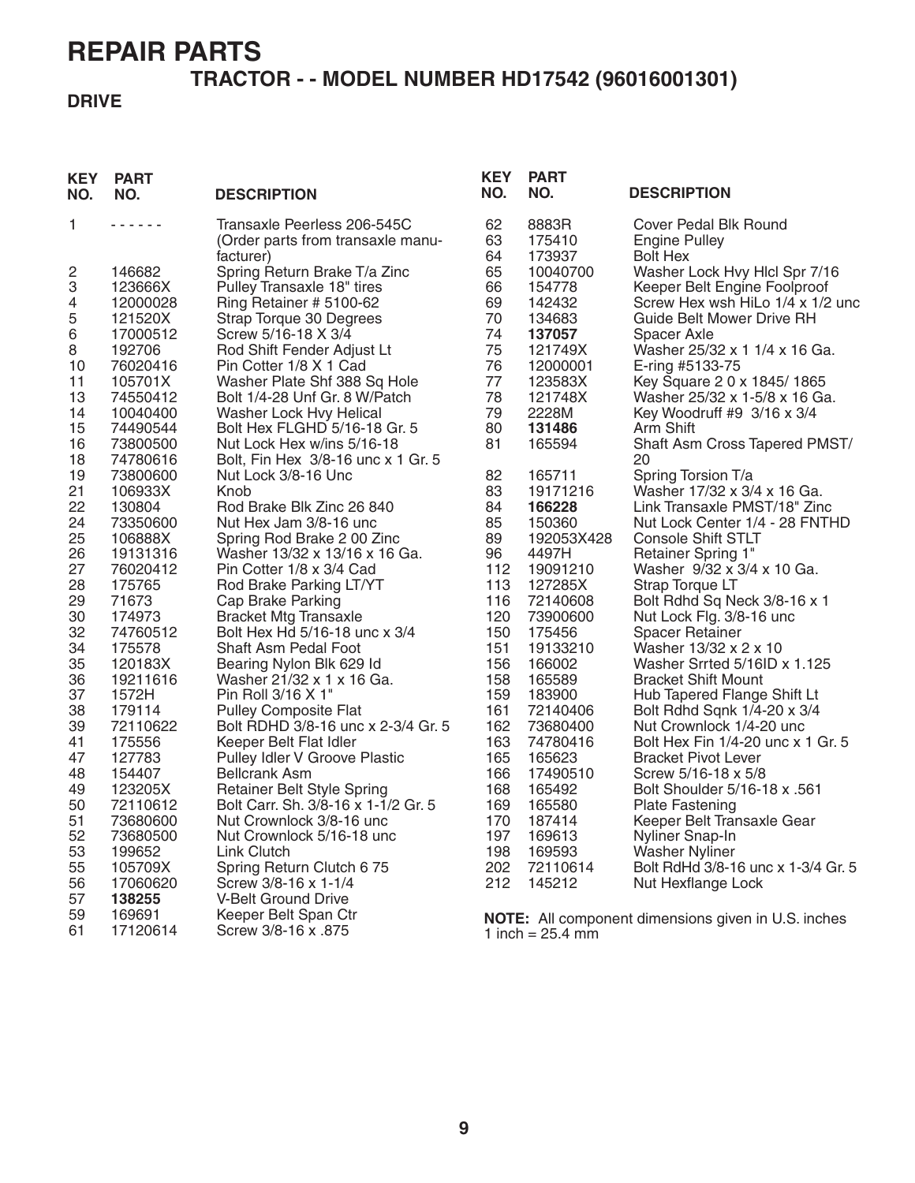# REPAIR PARTS

## TRACTOR - - MODEL NUMBER HD17542 (96016001301)

### DRIVE

| KEY NO. | PART NO. | DESCRIPTION |
|---|---|---|
| 1 | - - - - - - | Transaxle Peerless 206-545C (Order parts from transaxle manufacturer) |
| 2 | 146682 | Spring Return Brake T/a Zinc |
| 3 | 123666X | Pulley Transaxle 18" tires |
| 4 | 12000028 | Ring Retainer # 5100-62 |
| 5 | 121520X | Strap Torque 30 Degrees |
| 6 | 17000512 | Screw 5/16-18 X 3/4 |
| 8 | 192706 | Rod Shift Fender Adjust Lt |
| 10 | 76020416 | Pin Cotter 1/8 X 1 Cad |
| 11 | 105701X | Washer Plate Shf 388 Sq Hole |
| 13 | 74550412 | Bolt 1/4-28 Unf Gr. 8 W/Patch |
| 14 | 10040400 | Washer Lock Hvy Helical |
| 15 | 74490544 | Bolt Hex FLGHD 5/16-18 Gr. 5 |
| 16 | 73800500 | Nut Lock Hex w/ins 5/16-18 |
| 18 | 74780616 | Bolt, Fin Hex 3/8-16 unc x 1 Gr. 5 |
| 19 | 73800600 | Nut Lock 3/8-16 Unc |
| 21 | 106933X | Knob |
| 22 | 130804 | Rod Brake Blk Zinc 26 840 |
| 24 | 73350600 | Nut Hex Jam 3/8-16 unc |
| 25 | 106888X | Spring Rod Brake 2 00 Zinc |
| 26 | 19131316 | Washer 13/32 x 13/16 x 16 Ga. |
| 27 | 76020412 | Pin Cotter 1/8 x 3/4 Cad |
| 28 | 175765 | Rod Brake Parking LT/YT |
| 29 | 71673 | Cap Brake Parking |
| 30 | 174973 | Bracket Mtg Transaxle |
| 32 | 74760512 | Bolt Hex Hd 5/16-18 unc x 3/4 |
| 34 | 175578 | Shaft Asm Pedal Foot |
| 35 | 120183X | Bearing Nylon Blk 629 Id |
| 36 | 19211616 | Washer 21/32 x 1 x 16 Ga. |
| 37 | 1572H | Pin Roll 3/16 X 1" |
| 38 | 179114 | Pulley Composite Flat |
| 39 | 72110622 | Bolt RDHD 3/8-16 unc x 2-3/4 Gr. 5 |
| 41 | 175556 | Keeper Belt Flat Idler |
| 47 | 127783 | Pulley Idler V Groove Plastic |
| 48 | 154407 | Bellcrank Asm |
| 49 | 123205X | Retainer Belt Style Spring |
| 50 | 72110612 | Bolt Carr. Sh. 3/8-16 x 1-1/2 Gr. 5 |
| 51 | 73680600 | Nut Crownlock 3/8-16 unc |
| 52 | 73680500 | Nut Crownlock 5/16-18 unc |
| 53 | 199652 | Link Clutch |
| 55 | 105709X | Spring Return Clutch 6 75 |
| 56 | 17060620 | Screw 3/8-16 x 1-1/4 |
| 57 | **138255** | V-Belt Ground Drive |
| 59 | 169691 | Keeper Belt Span Ctr |
| 61 | 17120614 | Screw 3/8-16 x .875 |
| 62 | 8883R | Cover Pedal Blk Round |
| 63 | 175410 | Engine Pulley |
| 64 | 173937 | Bolt Hex |
| 65 | 10040700 | Washer Lock Hvy Hlcl Spr 7/16 |
| 66 | 154778 | Keeper Belt Engine Foolproof |
| 69 | 142432 | Screw Hex wsh HiLo 1/4 x 1/2 unc |
| 70 | 134683 | Guide Belt Mower Drive RH |
| 74 | **137057** | Spacer Axle |
| 75 | 121749X | Washer 25/32 x 1 1/4 x 16 Ga. |
| 76 | 12000001 | E-ring #5133-75 |
| 77 | 123583X | Key Square 2 0 x 1845/ 1865 |
| 78 | 121748X | Washer 25/32 x 1-5/8 x 16 Ga. |
| 79 | 2228M | Key Woodruff #9 3/16 x 3/4 |
| 80 | **131486** | Arm Shift |
| 81 | 165594 | Shaft Asm Cross Tapered PMST/20 |
| 82 | 165711 | Spring Torsion T/a |
| 83 | 19171216 | Washer 17/32 x 3/4 x 16 Ga. |
| 84 | **166228** | Link Transaxle PMST/18" Zinc |
| 85 | 150360 | Nut Lock Center 1/4 - 28 FNTHD |
| 89 | 192053X428 | Console Shift STLT |
| 96 | 4497H | Retainer Spring 1" |
| 112 | 19091210 | Washer 9/32 x 3/4 x 10 Ga. |
| 113 | 127285X | Strap Torque LT |
| 116 | 72140608 | Bolt Rdhd Sq Neck 3/8-16 x 1 |
| 120 | 73900600 | Nut Lock Flg. 3/8-16 unc |
| 150 | 175456 | Spacer Retainer |
| 151 | 19133210 | Washer 13/32 x 2 x 10 |
| 156 | 166002 | Washer Srrted 5/16ID x 1.125 |
| 158 | 165589 | Bracket Shift Mount |
| 159 | 183900 | Hub Tapered Flange Shift Lt |
| 161 | 72140406 | Bolt Rdhd Sqnk 1/4-20 x 3/4 |
| 162 | 73680400 | Nut Crownlock 1/4-20 unc |
| 163 | 74780416 | Bolt Hex Fin 1/4-20 unc x 1 Gr. 5 |
| 165 | 165623 | Bracket Pivot Lever |
| 166 | 17490510 | Screw 5/16-18 x 5/8 |
| 168 | 165492 | Bolt Shoulder 5/16-18 x .561 |
| 169 | 165580 | Plate Fastening |
| 170 | 187414 | Keeper Belt Transaxle Gear |
| 197 | 169613 | Nyliner Snap-In |
| 198 | 169593 | Washer Nyliner |
| 202 | 72110614 | Bolt RdHd 3/8-16 unc x 1-3/4 Gr. 5 |
| 212 | 145212 | Nut Hexflange Lock |

**NOTE:** All component dimensions given in U.S. inches
1 inch = 25.4 mm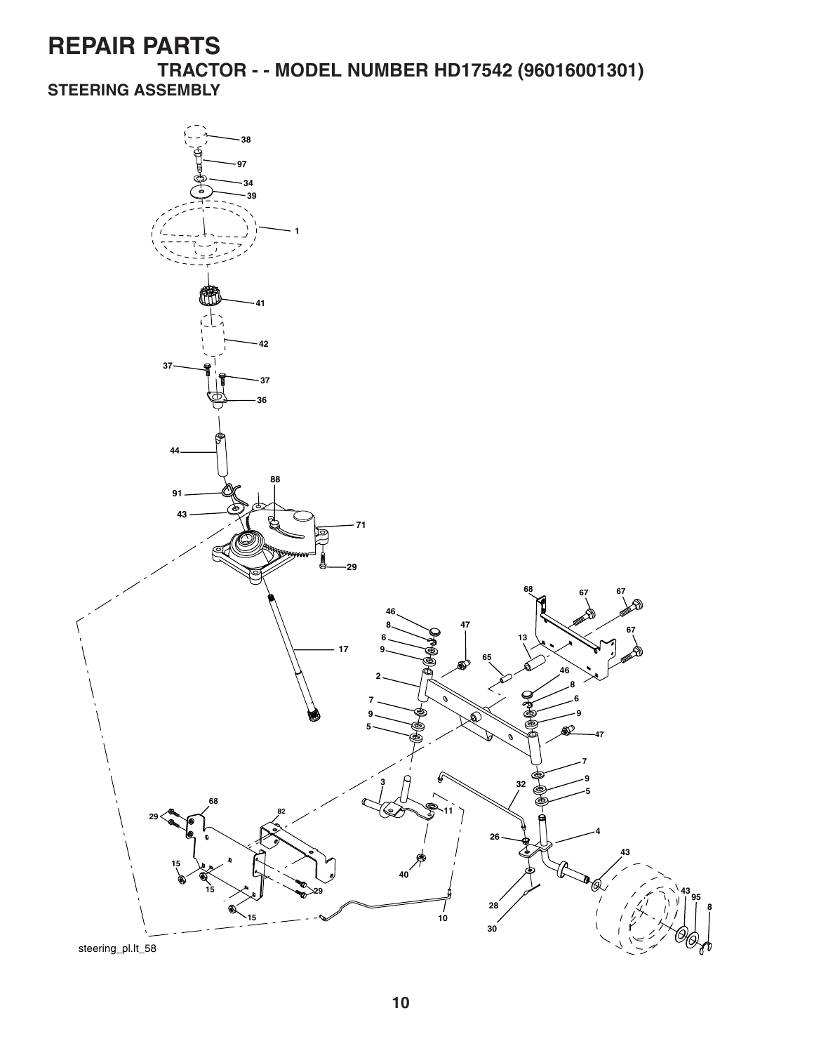# REPAIR PARTS

## TRACTOR - - MODEL NUMBER HD17542 (96016001301)

### STEERING ASSEMBLY

steering_pl.lt_58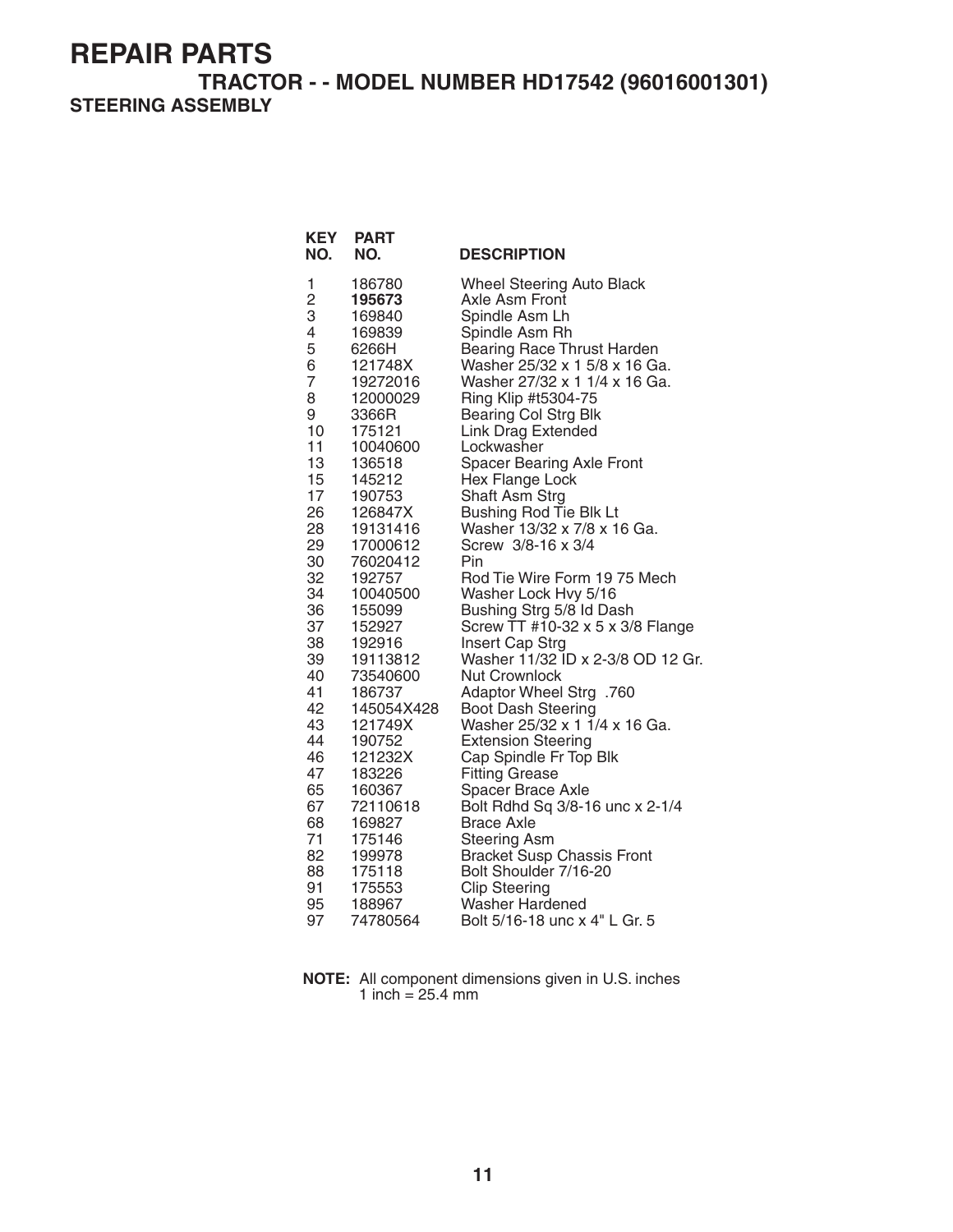# REPAIR PARTS

## TRACTOR - - MODEL NUMBER HD17542 (96016001301)

### STEERING ASSEMBLY

| KEY NO. | PART NO. | DESCRIPTION |
|---|---|---|
| 1 | 186780 | Wheel Steering Auto Black |
| 2 | **195673** | Axle Asm Front |
| 3 | 169840 | Spindle Asm Lh |
| 4 | 169839 | Spindle Asm Rh |
| 5 | 6266H | Bearing Race Thrust Harden |
| 6 | 121748X | Washer 25/32 x 1 5/8 x 16 Ga. |
| 7 | 19272016 | Washer 27/32 x 1 1/4 x 16 Ga. |
| 8 | 12000029 | Ring Klip #t5304-75 |
| 9 | 3366R | Bearing Col Strg Blk |
| 10 | 175121 | Link Drag Extended |
| 11 | 10040600 | Lockwasher |
| 13 | 136518 | Spacer Bearing Axle Front |
| 15 | 145212 | Hex Flange Lock |
| 17 | 190753 | Shaft Asm Strg |
| 26 | 126847X | Bushing Rod Tie Blk Lt |
| 28 | 19131416 | Washer 13/32 x 7/8 x 16 Ga. |
| 29 | 17000612 | Screw 3/8-16 x 3/4 |
| 30 | 76020412 | Pin |
| 32 | 192757 | Rod Tie Wire Form 19 75 Mech |
| 34 | 10040500 | Washer Lock Hvy 5/16 |
| 36 | 155099 | Bushing Strg 5/8 Id Dash |
| 37 | 152927 | Screw TT #10-32 x 5 x 3/8 Flange |
| 38 | 192916 | Insert Cap Strg |
| 39 | 19113812 | Washer 11/32 ID x 2-3/8 OD 12 Gr. |
| 40 | 73540600 | Nut Crownlock |
| 41 | 186737 | Adaptor Wheel Strg .760 |
| 42 | 145054X428 | Boot Dash Steering |
| 43 | 121749X | Washer 25/32 x 1 1/4 x 16 Ga. |
| 44 | 190752 | Extension Steering |
| 46 | 121232X | Cap Spindle Fr Top Blk |
| 47 | 183226 | Fitting Grease |
| 65 | 160367 | Spacer Brace Axle |
| 67 | 72110618 | Bolt Rdhd Sq 3/8-16 unc x 2-1/4 |
| 68 | 169827 | Brace Axle |
| 71 | 175146 | Steering Asm |
| 82 | 199978 | Bracket Susp Chassis Front |
| 88 | 175118 | Bolt Shoulder 7/16-20 |
| 91 | 175553 | Clip Steering |
| 95 | 188967 | Washer Hardened |
| 97 | 74780564 | Bolt 5/16-18 unc x 4" L Gr. 5 |

**NOTE:** All component dimensions given in U.S. inches
1 inch = 25.4 mm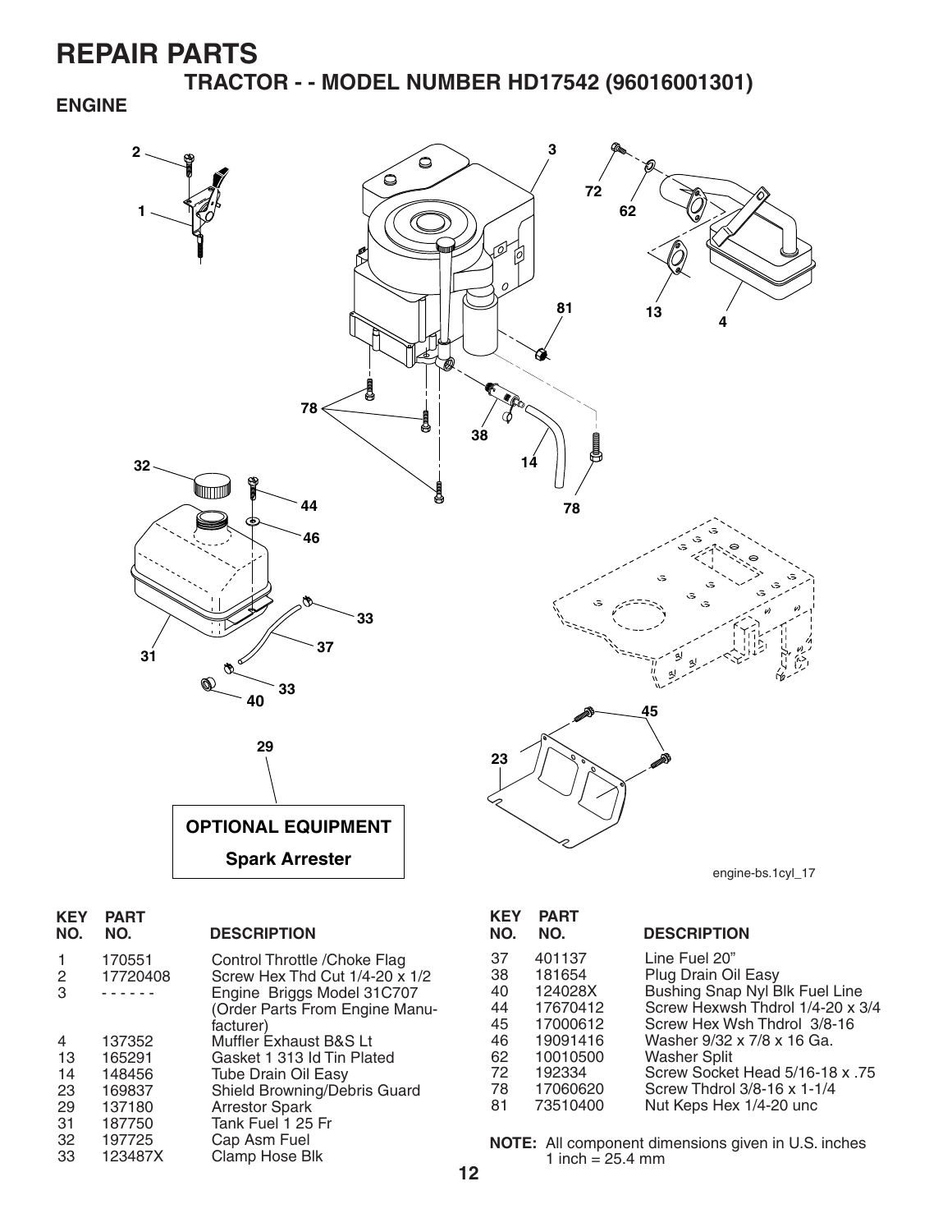# REPAIR PARTS

## TRACTOR - - MODEL NUMBER HD17542 (96016001301)

### ENGINE

**OPTIONAL EQUIPMENT**

**Spark Arrester**

engine-bs.1cyl_17

| KEY NO. | PART NO. | DESCRIPTION |
|---|---|---|
| 1 | 170551 | Control Throttle /Choke Flag |
| 2 | 17720408 | Screw Hex Thd Cut 1/4-20 x 1/2 |
| 3 | - - - - - - | Engine Briggs Model 31C707 (Order Parts From Engine Manufacturer) |
| 4 | 137352 | Muffler Exhaust B&S Lt |
| 13 | 165291 | Gasket 1 313 Id Tin Plated |
| 14 | 148456 | Tube Drain Oil Easy |
| 23 | 169837 | Shield Browning/Debris Guard |
| 29 | 137180 | Arrestor Spark |
| 31 | 187750 | Tank Fuel 1 25 Fr |
| 32 | 197725 | Cap Asm Fuel |
| 33 | 123487X | Clamp Hose Blk |
| 37 | 401137 | Line Fuel 20" |
| 38 | 181654 | Plug Drain Oil Easy |
| 40 | 124028X | Bushing Snap Nyl Blk Fuel Line |
| 44 | 17670412 | Screw Hexwsh Thdrol 1/4-20 x 3/4 |
| 45 | 17000612 | Screw Hex Wsh Thdrol 3/8-16 |
| 46 | 19091416 | Washer 9/32 x 7/8 x 16 Ga. |
| 62 | 10010500 | Washer Split |
| 72 | 192334 | Screw Socket Head 5/16-18 x .75 |
| 78 | 17060620 | Screw Thdrol 3/8-16 x 1-1/4 |
| 81 | 73510400 | Nut Keps Hex 1/4-20 unc |

**NOTE:** All component dimensions given in U.S. inches
1 inch = 25.4 mm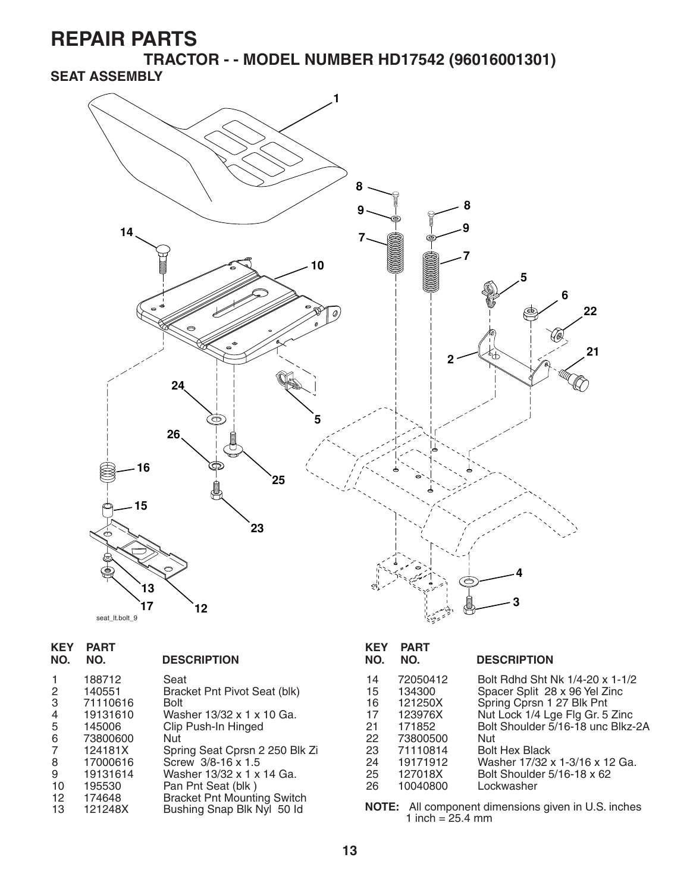# REPAIR PARTS

## TRACTOR - - MODEL NUMBER HD17542 (96016001301)

### SEAT ASSEMBLY

| KEY NO. | PART NO. | DESCRIPTION |
|---|---|---|
| 1 | 188712 | Seat |
| 2 | 140551 | Bracket Pnt Pivot Seat (blk) |
| 3 | 71110616 | Bolt |
| 4 | 19131610 | Washer 13/32 x 1 x 10 Ga. |
| 5 | 145006 | Clip Push-In Hinged |
| 6 | 73800600 | Nut |
| 7 | 124181X | Spring Seat Cprsn 2 250 Blk Zi |
| 8 | 17000616 | Screw 3/8-16 x 1.5 |
| 9 | 19131614 | Washer 13/32 x 1 x 14 Ga. |
| 10 | 195530 | Pan Pnt Seat (blk ) |
| 12 | 174648 | Bracket Pnt Mounting Switch |
| 13 | 121248X | Bushing Snap Blk Nyl 50 Id |
| 14 | 72050412 | Bolt Rdhd Sht Nk 1/4-20 x 1-1/2 |
| 15 | 134300 | Spacer Split 28 x 96 Yel Zinc |
| 16 | 121250X | Spring Cprsn 1 27 Blk Pnt |
| 17 | 123976X | Nut Lock 1/4 Lge Flg Gr. 5 Zinc |
| 21 | 171852 | Bolt Shoulder 5/16-18 unc Blkz-2A |
| 22 | 73800500 | Nut |
| 23 | 71110814 | Bolt Hex Black |
| 24 | 19171912 | Washer 17/32 x 1-3/16 x 12 Ga. |
| 25 | 127018X | Bolt Shoulder 5/16-18 x 62 |
| 26 | 10040800 | Lockwasher |

**NOTE:** All component dimensions given in U.S. inches
1 inch = 25.4 mm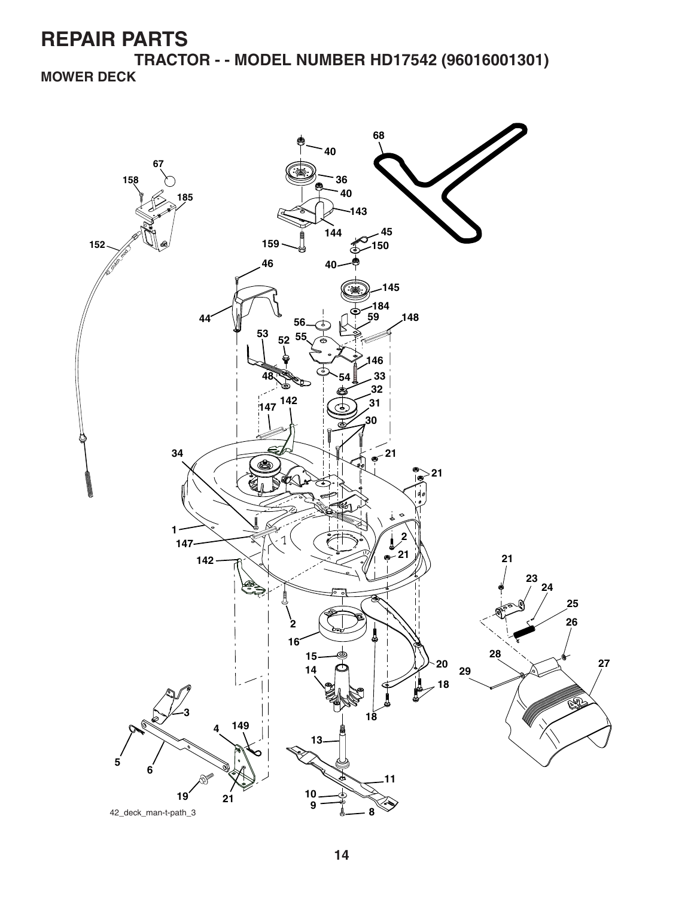# REPAIR PARTS

## TRACTOR - - MODEL NUMBER HD17542 (96016001301)

### MOWER DECK

42_deck_man-t-path_3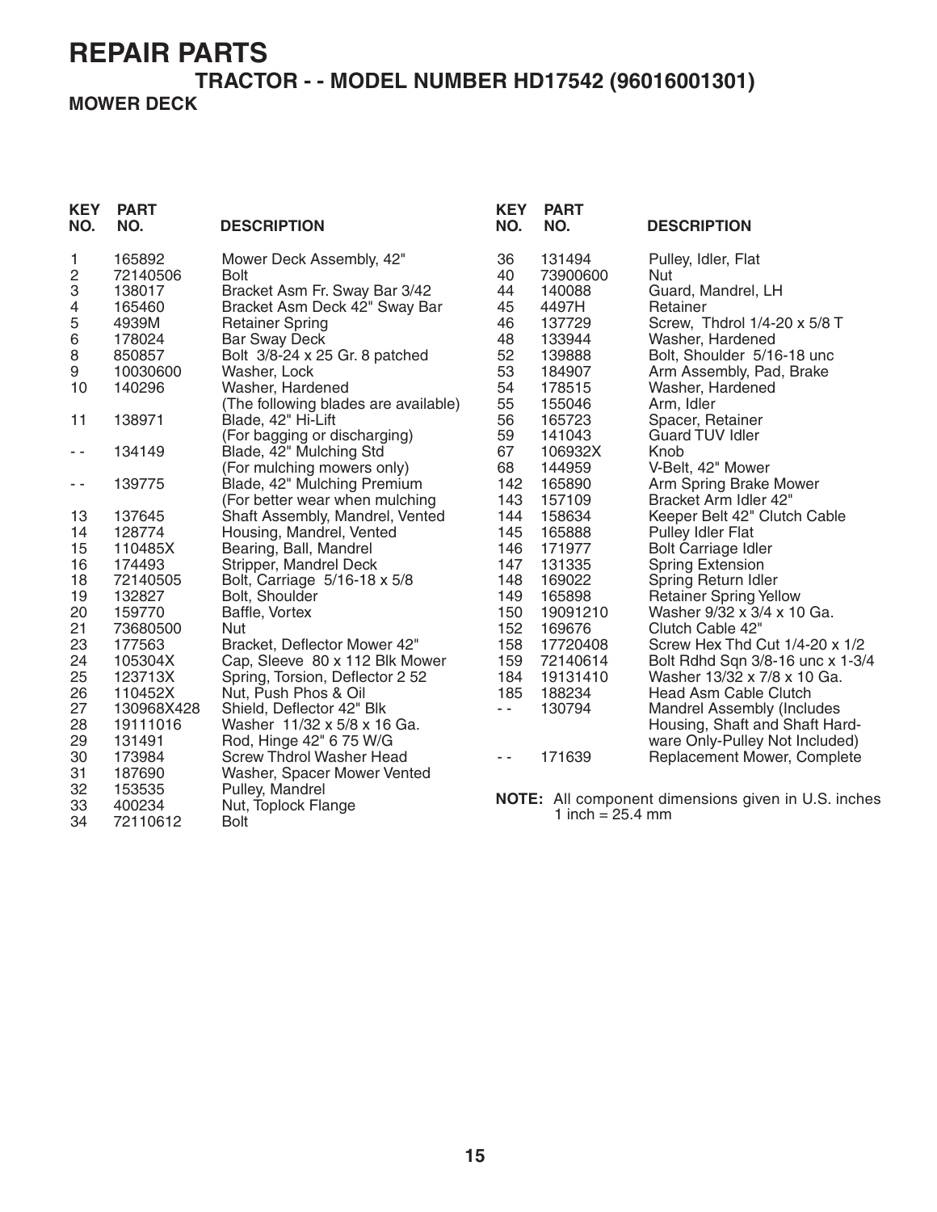# REPAIR PARTS

## TRACTOR - - MODEL NUMBER HD17542 (96016001301)

### MOWER DECK

| KEY NO. | PART NO. | DESCRIPTION |
|---|---|---|
| 1 | 165892 | Mower Deck Assembly, 42" |
| 2 | 72140506 | Bolt |
| 3 | 138017 | Bracket Asm Fr. Sway Bar 3/42 |
| 4 | 165460 | Bracket Asm Deck 42" Sway Bar |
| 5 | 4939M | Retainer Spring |
| 6 | 178024 | Bar Sway Deck |
| 8 | 850857 | Bolt 3/8-24 x 25 Gr. 8 patched |
| 9 | 10030600 | Washer, Lock |
| 10 | 140296 | Washer, Hardened |
| | | (The following blades are available) |
| 11 | 138971 | Blade, 42" Hi-Lift |
| | | (For bagging or discharging) |
| - - | 134149 | Blade, 42" Mulching Std |
| | | (For mulching mowers only) |
| - - | 139775 | Blade, 42" Mulching Premium |
| | | (For better wear when mulching |
| 13 | 137645 | Shaft Assembly, Mandrel, Vented |
| 14 | 128774 | Housing, Mandrel, Vented |
| 15 | 110485X | Bearing, Ball, Mandrel |
| 16 | 174493 | Stripper, Mandrel Deck |
| 18 | 72140505 | Bolt, Carriage 5/16-18 x 5/8 |
| 19 | 132827 | Bolt, Shoulder |
| 20 | 159770 | Baffle, Vortex |
| 21 | 73680500 | Nut |
| 23 | 177563 | Bracket, Deflector Mower 42" |
| 24 | 105304X | Cap, Sleeve 80 x 112 Blk Mower |
| 25 | 123713X | Spring, Torsion, Deflector 2 52 |
| 26 | 110452X | Nut, Push Phos & Oil |
| 27 | 130968X428 | Shield, Deflector 42" Blk |
| 28 | 19111016 | Washer 11/32 x 5/8 x 16 Ga. |
| 29 | 131491 | Rod, Hinge 42" 6 75 W/G |
| 30 | 173984 | Screw Thdrol Washer Head |
| 31 | 187690 | Washer, Spacer Mower Vented |
| 32 | 153535 | Pulley, Mandrel |
| 33 | 400234 | Nut, Toplock Flange |
| 34 | 72110612 | Bolt |
| 36 | 131494 | Pulley, Idler, Flat |
| 40 | 73900600 | Nut |
| 44 | 140088 | Guard, Mandrel, LH |
| 45 | 4497H | Retainer |
| 46 | 137729 | Screw, Thdrol 1/4-20 x 5/8 T |
| 48 | 133944 | Washer, Hardened |
| 52 | 139888 | Bolt, Shoulder 5/16-18 unc |
| 53 | 184907 | Arm Assembly, Pad, Brake |
| 54 | 178515 | Washer, Hardened |
| 55 | 155046 | Arm, Idler |
| 56 | 165723 | Spacer, Retainer |
| 59 | 141043 | Guard TUV Idler |
| 67 | 106932X | Knob |
| 68 | 144959 | V-Belt, 42" Mower |
| 142 | 165890 | Arm Spring Brake Mower |
| 143 | 157109 | Bracket Arm Idler 42" |
| 144 | 158634 | Keeper Belt 42" Clutch Cable |
| 145 | 165888 | Pulley Idler Flat |
| 146 | 171977 | Bolt Carriage Idler |
| 147 | 131335 | Spring Extension |
| 148 | 169022 | Spring Return Idler |
| 149 | 165898 | Retainer Spring Yellow |
| 150 | 19091210 | Washer 9/32 x 3/4 x 10 Ga. |
| 152 | 169676 | Clutch Cable 42" |
| 158 | 17720408 | Screw Hex Thd Cut 1/4-20 x 1/2 |
| 159 | 72140614 | Bolt Rdhd Sqn 3/8-16 unc x 1-3/4 |
| 184 | 19131410 | Washer 13/32 x 7/8 x 10 Ga. |
| 185 | 188234 | Head Asm Cable Clutch |
| - - | 130794 | Mandrel Assembly (Includes Housing, Shaft and Shaft Hardware Only-Pulley Not Included) |
| - - | 171639 | Replacement Mower, Complete |

**NOTE:** All component dimensions given in U.S. inches
1 inch = 25.4 mm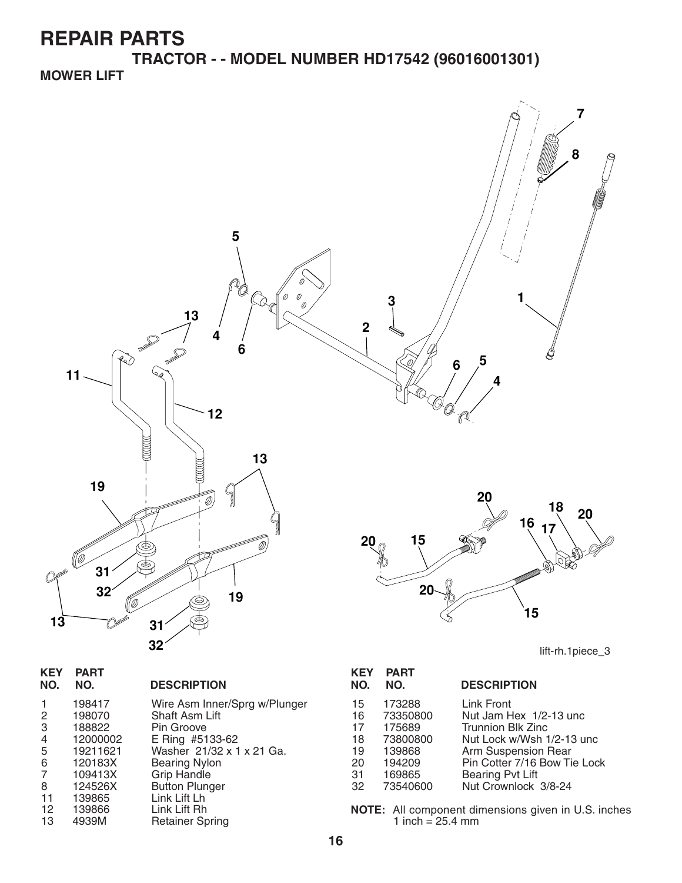# REPAIR PARTS

## TRACTOR - - MODEL NUMBER HD17542 (96016001301)

### MOWER LIFT

lift-rh.1piece_3

| KEY NO. | PART NO. | DESCRIPTION |
|---|---|---|
| 1 | 198417 | Wire Asm Inner/Sprg w/Plunger |
| 2 | 198070 | Shaft Asm Lift |
| 3 | 188822 | Pin Groove |
| 4 | 12000002 | E Ring #5133-62 |
| 5 | 19211621 | Washer 21/32 x 1 x 21 Ga. |
| 6 | 120183X | Bearing Nylon |
| 7 | 109413X | Grip Handle |
| 8 | 124526X | Button Plunger |
| 11 | 139865 | Link Lift Lh |
| 12 | 139866 | Link Lift Rh |
| 13 | 4939M | Retainer Spring |

| KEY NO. | PART NO. | DESCRIPTION |
|---|---|---|
| 15 | 173288 | Link Front |
| 16 | 73350800 | Nut Jam Hex 1/2-13 unc |
| 17 | 175689 | Trunnion Blk Zinc |
| 18 | 73800800 | Nut Lock w/Wsh 1/2-13 unc |
| 19 | 139868 | Arm Suspension Rear |
| 20 | 194209 | Pin Cotter 7/16 Bow Tie Lock |
| 31 | 169865 | Bearing Pvt Lift |
| 32 | 73540600 | Nut Crownlock 3/8-24 |

**NOTE:** All component dimensions given in U.S. inches
1 inch = 25.4 mm